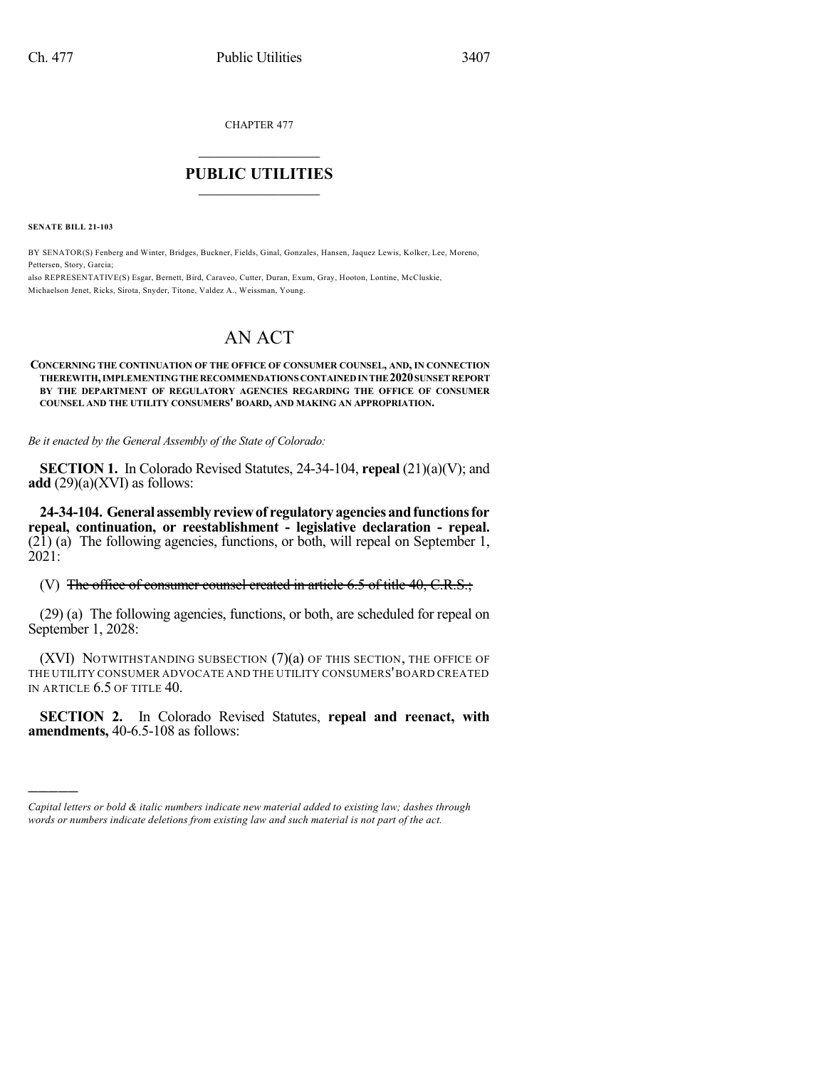CHAPTER 477

# PUBLIC UTILITIES

**SENATE BILL 21-103**

BY SENATOR(S) Fenberg and Winter, Bridges, Buckner, Fields, Ginal, Gonzales, Hansen, Jaquez Lewis, Kolker, Lee, Moreno, Pettersen, Story, Garcia;
also REPRESENTATIVE(S) Esgar, Bernett, Bird, Caraveo, Cutter, Duran, Exum, Gray, Hooton, Lontine, McCluskie, Michaelson Jenet, Ricks, Sirota, Snyder, Titone, Valdez A., Weissman, Young.

# AN ACT

**CONCERNING THE CONTINUATION OF THE OFFICE OF CONSUMER COUNSEL, AND, IN CONNECTION THEREWITH, IMPLEMENTING THE RECOMMENDATIONS CONTAINED IN THE 2020 SUNSET REPORT BY THE DEPARTMENT OF REGULATORY AGENCIES REGARDING THE OFFICE OF CONSUMER COUNSEL AND THE UTILITY CONSUMERS' BOARD, AND MAKING AN APPROPRIATION.**

*Be it enacted by the General Assembly of the State of Colorado:*

**SECTION 1.** In Colorado Revised Statutes, 24-34-104, **repeal** (21)(a)(V); and **add** (29)(a)(XVI) as follows:

**24-34-104. General assembly review of regulatory agencies and functions for repeal, continuation, or reestablishment - legislative declaration - repeal.** (21) (a) The following agencies, functions, or both, will repeal on September 1, 2021:

(V) ~~The office of consumer counsel created in article 6.5 of title 40, C.R.S.;~~

(29) (a) The following agencies, functions, or both, are scheduled for repeal on September 1, 2028:

(XVI) NOTWITHSTANDING SUBSECTION (7)(a) OF THIS SECTION, THE OFFICE OF THE UTILITY CONSUMER ADVOCATE AND THE UTILITY CONSUMERS' BOARD CREATED IN ARTICLE 6.5 OF TITLE 40.

**SECTION 2.** In Colorado Revised Statutes, **repeal and reenact, with amendments,** 40-6.5-108 as follows:

---

*Capital letters or bold & italic numbers indicate new material added to existing law; dashes through words or numbers indicate deletions from existing law and such material is not part of the act.*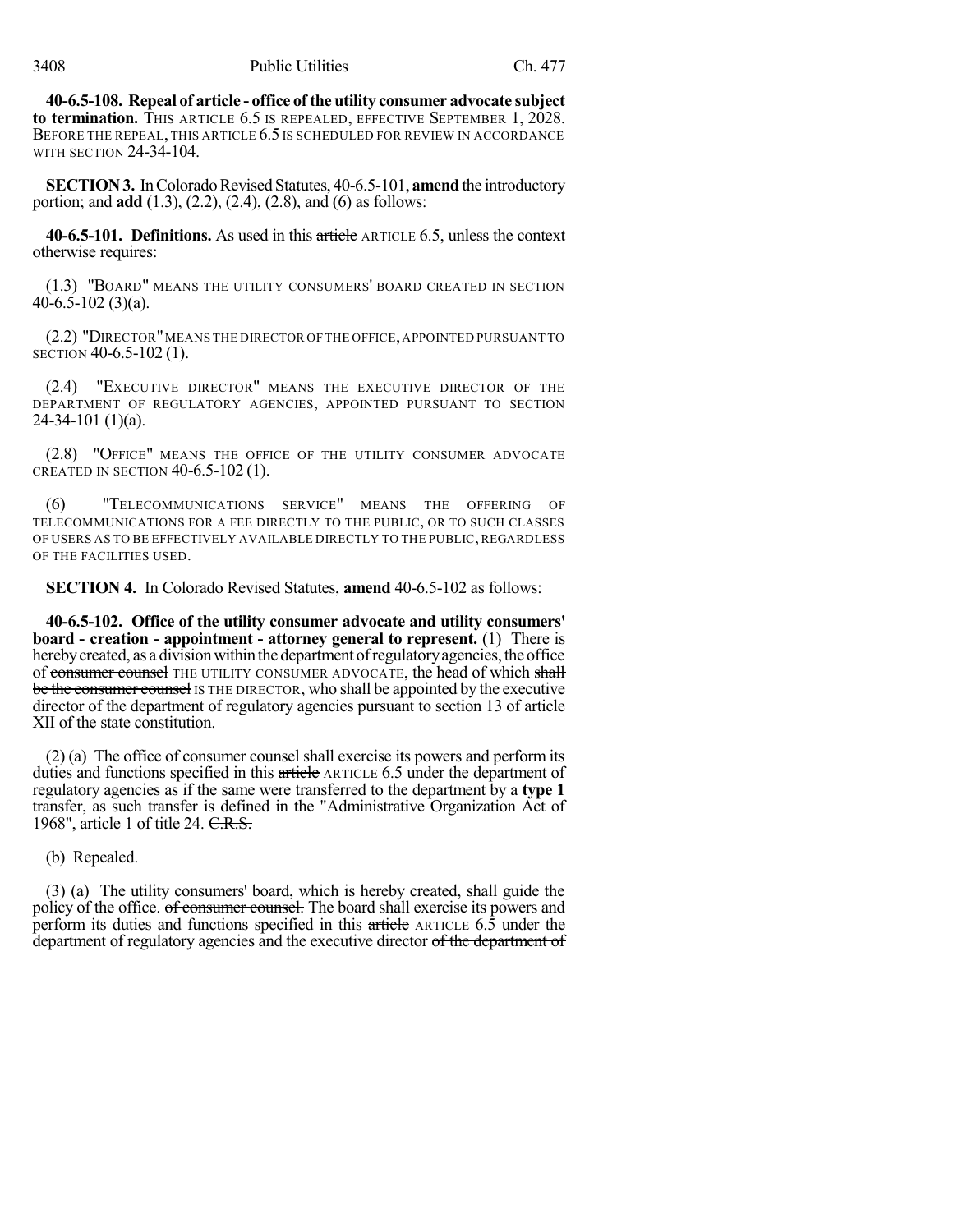**40-6.5-108. Repeal of article - office of the utility consumer advocate subject to termination.** THIS ARTICLE 6.5 IS REPEALED, EFFECTIVE SEPTEMBER 1, 2028. BEFORE THE REPEAL, THIS ARTICLE 6.5 IS SCHEDULED FOR REVIEW IN ACCORDANCE WITH SECTION 24-34-104.

**SECTION 3.** In Colorado Revised Statutes, 40-6.5-101, **amend** the introductory portion; and **add** (1.3), (2.2), (2.4), (2.8), and (6) as follows:

**40-6.5-101. Definitions.** As used in this ~~article~~ ARTICLE 6.5, unless the context otherwise requires:

(1.3) "BOARD" MEANS THE UTILITY CONSUMERS' BOARD CREATED IN SECTION 40-6.5-102 (3)(a).

(2.2) "DIRECTOR" MEANS THE DIRECTOR OF THE OFFICE, APPOINTED PURSUANT TO SECTION 40-6.5-102 (1).

(2.4) "EXECUTIVE DIRECTOR" MEANS THE EXECUTIVE DIRECTOR OF THE DEPARTMENT OF REGULATORY AGENCIES, APPOINTED PURSUANT TO SECTION 24-34-101 (1)(a).

(2.8) "OFFICE" MEANS THE OFFICE OF THE UTILITY CONSUMER ADVOCATE CREATED IN SECTION 40-6.5-102 (1).

(6) "TELECOMMUNICATIONS SERVICE" MEANS THE OFFERING OF TELECOMMUNICATIONS FOR A FEE DIRECTLY TO THE PUBLIC, OR TO SUCH CLASSES OF USERS AS TO BE EFFECTIVELY AVAILABLE DIRECTLY TO THE PUBLIC, REGARDLESS OF THE FACILITIES USED.

**SECTION 4.** In Colorado Revised Statutes, **amend** 40-6.5-102 as follows:

**40-6.5-102. Office of the utility consumer advocate and utility consumers' board - creation - appointment - attorney general to represent.** (1) There is hereby created, as a division within the department of regulatory agencies, the office of ~~consumer counsel~~ THE UTILITY CONSUMER ADVOCATE, the head of which ~~shall be the consumer counsel~~ IS THE DIRECTOR, who shall be appointed by the executive director ~~of the department of regulatory agencies~~ pursuant to section 13 of article XII of the state constitution.

(2) ~~(a)~~ The office ~~of consumer counsel~~ shall exercise its powers and perform its duties and functions specified in this ~~article~~ ARTICLE 6.5 under the department of regulatory agencies as if the same were transferred to the department by a **type 1** transfer, as such transfer is defined in the "Administrative Organization Act of 1968", article 1 of title 24. ~~C.R.S.~~

~~(b) Repealed.~~

(3) (a) The utility consumers' board, which is hereby created, shall guide the policy of the office. ~~of consumer counsel.~~ The board shall exercise its powers and perform its duties and functions specified in this ~~article~~ ARTICLE 6.5 under the department of regulatory agencies and the executive director ~~of the department of~~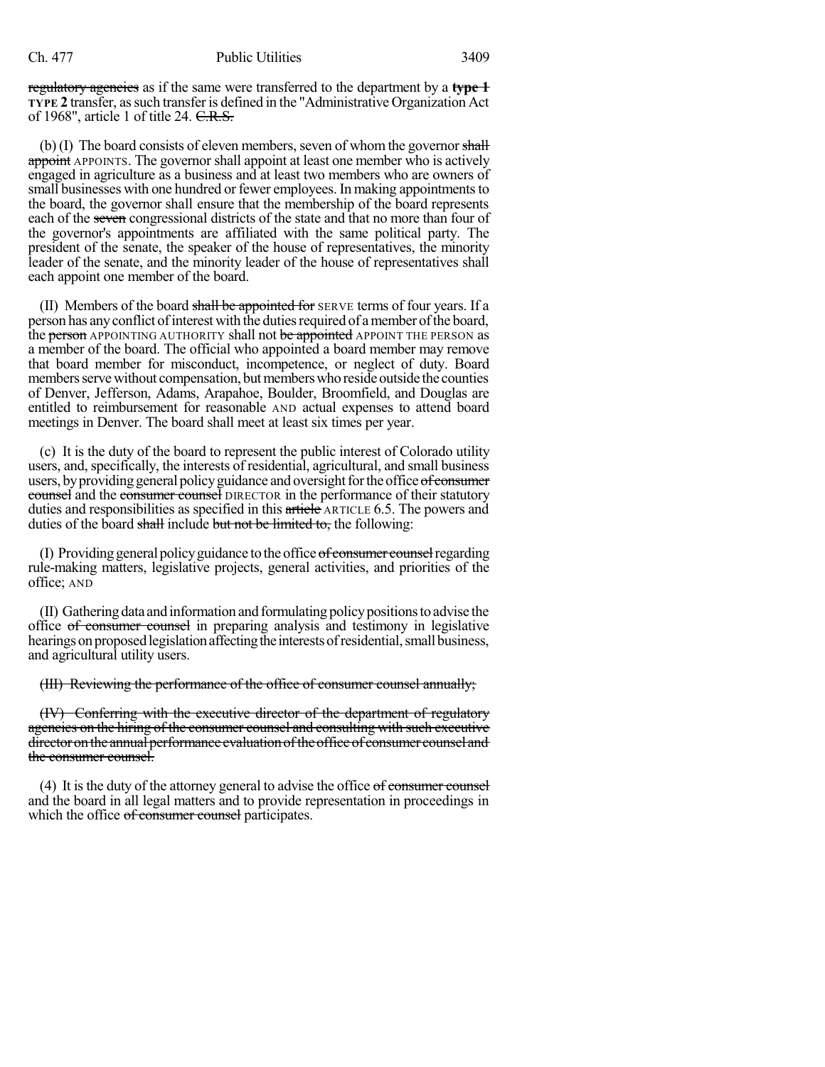~~regulatory agencies~~ as if the same were transferred to the department by a **~~type 1~~ TYPE 2** transfer, as such transfer is defined in the "Administrative Organization Act of 1968", article 1 of title 24. ~~C.R.S.~~

(b) (I) The board consists of eleven members, seven of whom the governor ~~shall appoint~~ APPOINTS. The governor shall appoint at least one member who is actively engaged in agriculture as a business and at least two members who are owners of small businesses with one hundred or fewer employees. In making appointments to the board, the governor shall ensure that the membership of the board represents each of the ~~seven~~ congressional districts of the state and that no more than four of the governor's appointments are affiliated with the same political party. The president of the senate, the speaker of the house of representatives, the minority leader of the senate, and the minority leader of the house of representatives shall each appoint one member of the board.

(II) Members of the board ~~shall be appointed for~~ SERVE terms of four years. If a person has any conflict of interest with the duties required of a member of the board, the ~~person~~ APPOINTING AUTHORITY shall not ~~be appointed~~ APPOINT THE PERSON as a member of the board. The official who appointed a board member may remove that board member for misconduct, incompetence, or neglect of duty. Board members serve without compensation, but members who reside outside the counties of Denver, Jefferson, Adams, Arapahoe, Boulder, Broomfield, and Douglas are entitled to reimbursement for reasonable AND actual expenses to attend board meetings in Denver. The board shall meet at least six times per year.

(c) It is the duty of the board to represent the public interest of Colorado utility users, and, specifically, the interests of residential, agricultural, and small business users, by providing general policy guidance and oversight for the office ~~of consumer counsel~~ and the ~~consumer counsel~~ DIRECTOR in the performance of their statutory duties and responsibilities as specified in this ~~article~~ ARTICLE 6.5. The powers and duties of the board ~~shall~~ include ~~but not be limited to,~~ the following:

(I) Providing general policy guidance to the office ~~of consumer counsel~~ regarding rule-making matters, legislative projects, general activities, and priorities of the office; AND

(II) Gathering data and information and formulating policy positions to advise the office ~~of consumer counsel~~ in preparing analysis and testimony in legislative hearings on proposed legislation affecting the interests of residential, small business, and agricultural utility users.

~~(III) Reviewing the performance of the office of consumer counsel annually;~~

~~(IV) Conferring with the executive director of the department of regulatory agencies on the hiring of the consumer counsel and consulting with such executive director on the annual performance evaluation of the office of consumer counsel and the consumer counsel.~~

(4) It is the duty of the attorney general to advise the office ~~of consumer counsel~~ and the board in all legal matters and to provide representation in proceedings in which the office ~~of consumer counsel~~ participates.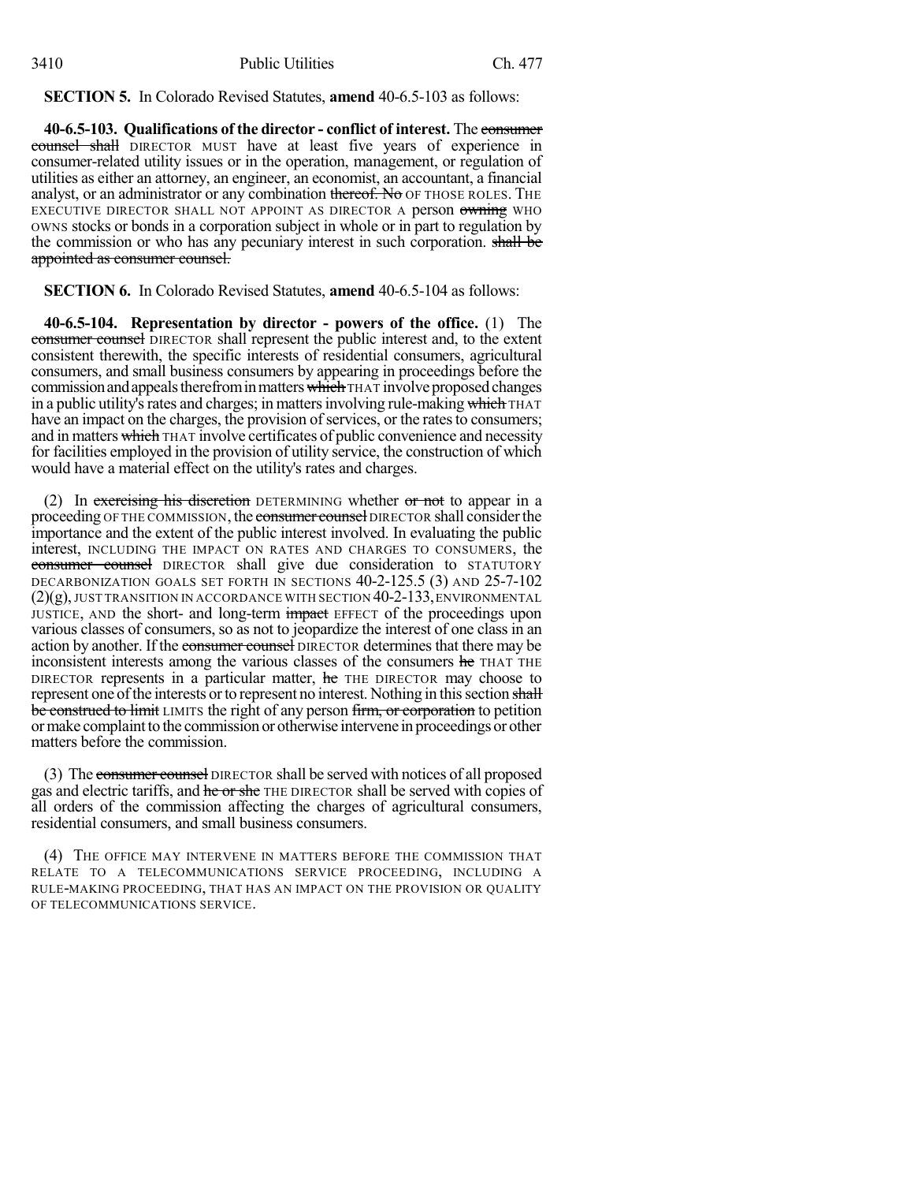**SECTION 5.** In Colorado Revised Statutes, **amend** 40-6.5-103 as follows:

**40-6.5-103. Qualifications of the director - conflict of interest.** The ~~consumer counsel shall~~ DIRECTOR MUST have at least five years of experience in consumer-related utility issues or in the operation, management, or regulation of utilities as either an attorney, an engineer, an economist, an accountant, a financial analyst, or an administrator or any combination ~~thereof. No~~ OF THOSE ROLES. THE EXECUTIVE DIRECTOR SHALL NOT APPOINT AS DIRECTOR A person ~~owning~~ WHO OWNS stocks or bonds in a corporation subject in whole or in part to regulation by the commission or who has any pecuniary interest in such corporation. ~~shall be appointed as consumer counsel.~~

**SECTION 6.** In Colorado Revised Statutes, **amend** 40-6.5-104 as follows:

**40-6.5-104. Representation by director - powers of the office.** (1) The ~~consumer counsel~~ DIRECTOR shall represent the public interest and, to the extent consistent therewith, the specific interests of residential consumers, agricultural consumers, and small business consumers by appearing in proceedings before the commission and appeals therefrom in matters ~~which~~ THAT involve proposed changes in a public utility's rates and charges; in matters involving rule-making ~~which~~ THAT have an impact on the charges, the provision of services, or the rates to consumers; and in matters ~~which~~ THAT involve certificates of public convenience and necessity for facilities employed in the provision of utility service, the construction of which would have a material effect on the utility's rates and charges.

(2) In ~~exercising his discretion~~ DETERMINING whether ~~or not~~ to appear in a proceeding OF THE COMMISSION, the ~~consumer counsel~~ DIRECTOR shall consider the importance and the extent of the public interest involved. In evaluating the public interest, INCLUDING THE IMPACT ON RATES AND CHARGES TO CONSUMERS, the ~~consumer counsel~~ DIRECTOR shall give due consideration to STATUTORY DECARBONIZATION GOALS SET FORTH IN SECTIONS 40-2-125.5 (3) AND 25-7-102 (2)(g), JUST TRANSITION IN ACCORDANCE WITH SECTION 40-2-133, ENVIRONMENTAL JUSTICE, AND the short- and long-term ~~impact~~ EFFECT of the proceedings upon various classes of consumers, so as not to jeopardize the interest of one class in an action by another. If the ~~consumer counsel~~ DIRECTOR determines that there may be inconsistent interests among the various classes of the consumers ~~he~~ THAT THE DIRECTOR represents in a particular matter, ~~he~~ THE DIRECTOR may choose to represent one of the interests or to represent no interest. Nothing in this section ~~shall be construed to limit~~ LIMITS the right of any person ~~firm, or corporation~~ to petition or make complaint to the commission or otherwise intervene in proceedings or other matters before the commission.

(3) The ~~consumer counsel~~ DIRECTOR shall be served with notices of all proposed gas and electric tariffs, and ~~he or she~~ THE DIRECTOR shall be served with copies of all orders of the commission affecting the charges of agricultural consumers, residential consumers, and small business consumers.

(4) THE OFFICE MAY INTERVENE IN MATTERS BEFORE THE COMMISSION THAT RELATE TO A TELECOMMUNICATIONS SERVICE PROCEEDING, INCLUDING A RULE-MAKING PROCEEDING, THAT HAS AN IMPACT ON THE PROVISION OR QUALITY OF TELECOMMUNICATIONS SERVICE.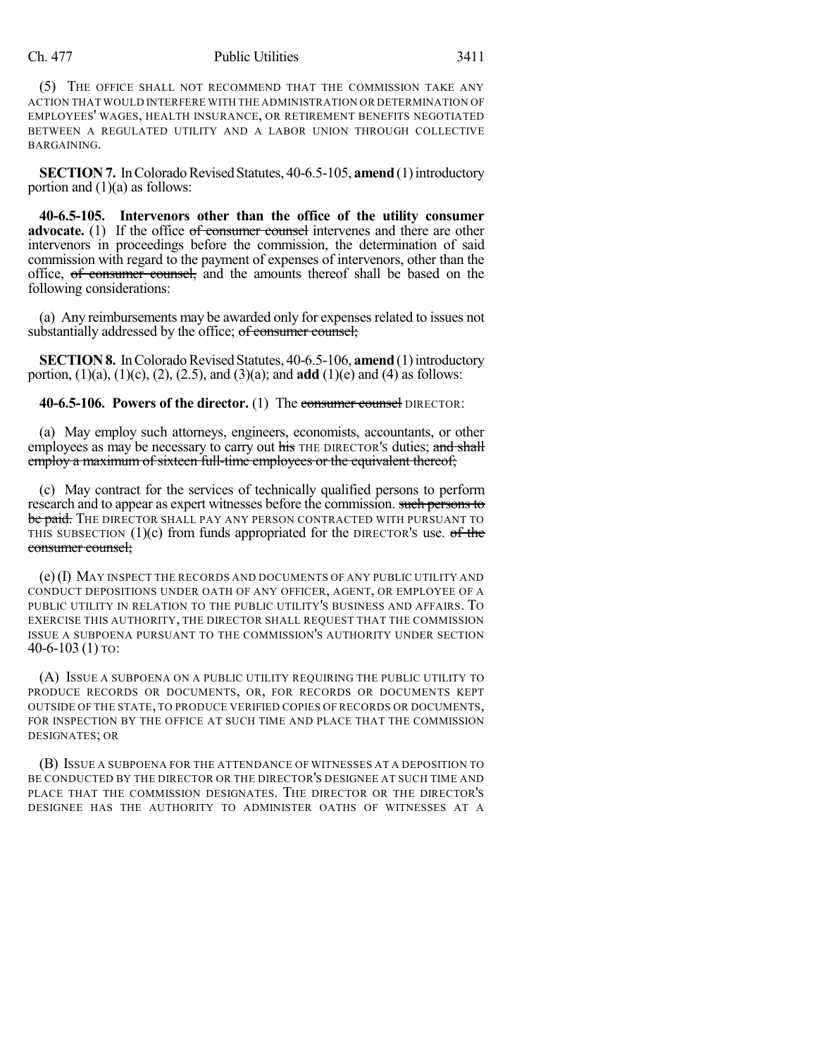(5) THE OFFICE SHALL NOT RECOMMEND THAT THE COMMISSION TAKE ANY ACTION THAT WOULD INTERFERE WITH THE ADMINISTRATION OR DETERMINATION OF EMPLOYEES' WAGES, HEALTH INSURANCE, OR RETIREMENT BENEFITS NEGOTIATED BETWEEN A REGULATED UTILITY AND A LABOR UNION THROUGH COLLECTIVE BARGAINING.

**SECTION 7.** In Colorado Revised Statutes, 40-6.5-105, **amend** (1) introductory portion and (1)(a) as follows:

**40-6.5-105. Intervenors other than the office of the utility consumer advocate.** (1) If the office ~~of consumer counsel~~ intervenes and there are other intervenors in proceedings before the commission, the determination of said commission with regard to the payment of expenses of intervenors, other than the office, ~~of consumer counsel,~~ and the amounts thereof shall be based on the following considerations:

(a) Any reimbursements may be awarded only for expenses related to issues not substantially addressed by the office; ~~of consumer counsel;~~

**SECTION 8.** In Colorado Revised Statutes, 40-6.5-106, **amend** (1) introductory portion, (1)(a), (1)(c), (2), (2.5), and (3)(a); and **add** (1)(e) and (4) as follows:

**40-6.5-106. Powers of the director.** (1) The ~~consumer counsel~~ DIRECTOR:

(a) May employ such attorneys, engineers, economists, accountants, or other employees as may be necessary to carry out ~~his~~ THE DIRECTOR'S duties; ~~and shall employ a maximum of sixteen full-time employees or the equivalent thereof;~~

(c) May contract for the services of technically qualified persons to perform research and to appear as expert witnesses before the commission. ~~such persons to be paid.~~ THE DIRECTOR SHALL PAY ANY PERSON CONTRACTED WITH PURSUANT TO THIS SUBSECTION (1)(c) from funds appropriated for the DIRECTOR'S use. ~~of the consumer counsel;~~

(e) (I) MAY INSPECT THE RECORDS AND DOCUMENTS OF ANY PUBLIC UTILITY AND CONDUCT DEPOSITIONS UNDER OATH OF ANY OFFICER, AGENT, OR EMPLOYEE OF A PUBLIC UTILITY IN RELATION TO THE PUBLIC UTILITY'S BUSINESS AND AFFAIRS. TO EXERCISE THIS AUTHORITY, THE DIRECTOR SHALL REQUEST THAT THE COMMISSION ISSUE A SUBPOENA PURSUANT TO THE COMMISSION'S AUTHORITY UNDER SECTION 40-6-103 (1) TO:

(A) ISSUE A SUBPOENA ON A PUBLIC UTILITY REQUIRING THE PUBLIC UTILITY TO PRODUCE RECORDS OR DOCUMENTS, OR, FOR RECORDS OR DOCUMENTS KEPT OUTSIDE OF THE STATE, TO PRODUCE VERIFIED COPIES OF RECORDS OR DOCUMENTS, FOR INSPECTION BY THE OFFICE AT SUCH TIME AND PLACE THAT THE COMMISSION DESIGNATES; OR

(B) ISSUE A SUBPOENA FOR THE ATTENDANCE OF WITNESSES AT A DEPOSITION TO BE CONDUCTED BY THE DIRECTOR OR THE DIRECTOR'S DESIGNEE AT SUCH TIME AND PLACE THAT THE COMMISSION DESIGNATES. THE DIRECTOR OR THE DIRECTOR'S DESIGNEE HAS THE AUTHORITY TO ADMINISTER OATHS OF WITNESSES AT A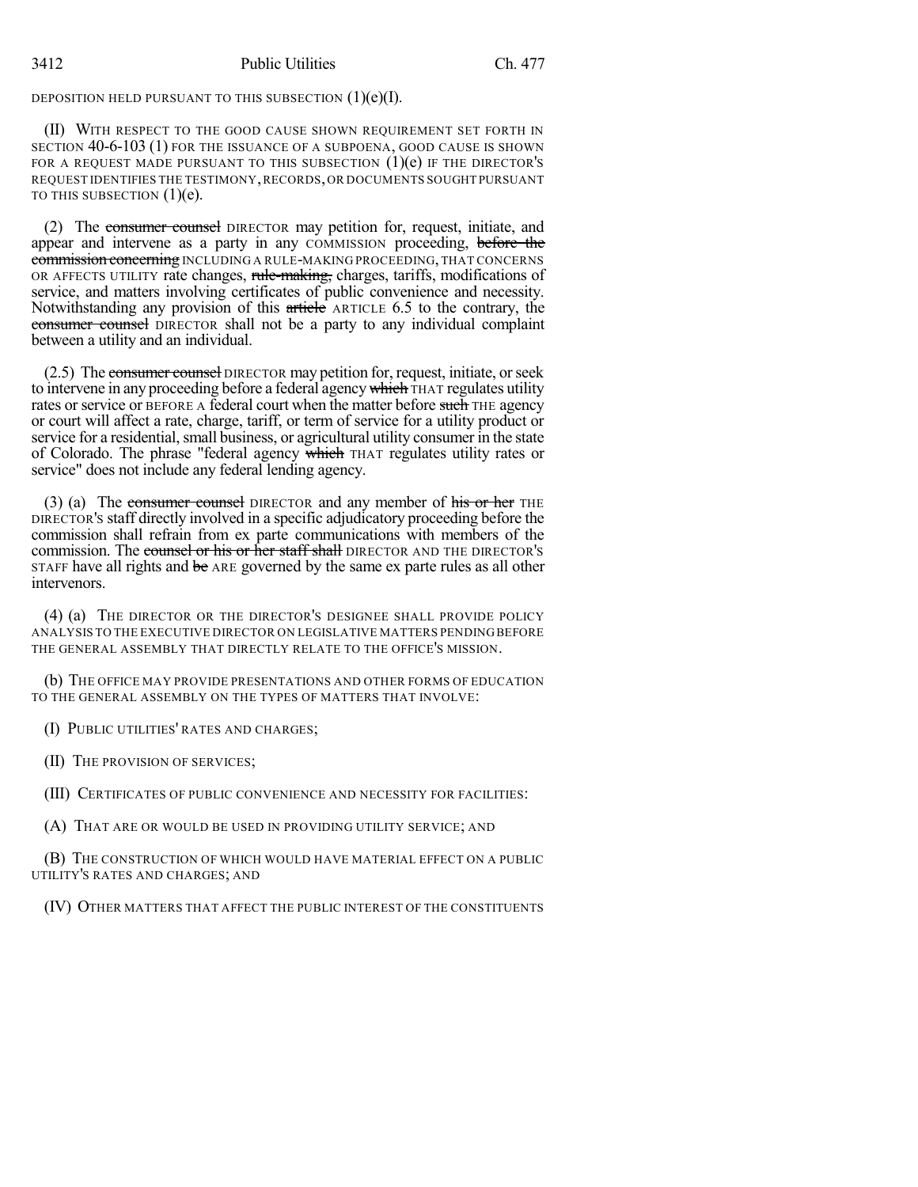DEPOSITION HELD PURSUANT TO THIS SUBSECTION (1)(e)(I).

(II) WITH RESPECT TO THE GOOD CAUSE SHOWN REQUIREMENT SET FORTH IN SECTION 40-6-103 (1) FOR THE ISSUANCE OF A SUBPOENA, GOOD CAUSE IS SHOWN FOR A REQUEST MADE PURSUANT TO THIS SUBSECTION (1)(e) IF THE DIRECTOR'S REQUEST IDENTIFIES THE TESTIMONY, RECORDS, OR DOCUMENTS SOUGHT PURSUANT TO THIS SUBSECTION (1)(e).

(2) The ~~consumer counsel~~ DIRECTOR may petition for, request, initiate, and appear and intervene as a party in any COMMISSION proceeding, ~~before the commission concerning~~ INCLUDING A RULE-MAKING PROCEEDING, THAT CONCERNS OR AFFECTS UTILITY rate changes, ~~rule-making,~~ charges, tariffs, modifications of service, and matters involving certificates of public convenience and necessity. Notwithstanding any provision of this ~~article~~ ARTICLE 6.5 to the contrary, the ~~consumer counsel~~ DIRECTOR shall not be a party to any individual complaint between a utility and an individual.

(2.5) The ~~consumer counsel~~ DIRECTOR may petition for, request, initiate, or seek to intervene in any proceeding before a federal agency ~~which~~ THAT regulates utility rates or service or BEFORE A federal court when the matter before ~~such~~ THE agency or court will affect a rate, charge, tariff, or term of service for a utility product or service for a residential, small business, or agricultural utility consumer in the state of Colorado. The phrase "federal agency ~~which~~ THAT regulates utility rates or service" does not include any federal lending agency.

(3) (a) The ~~consumer counsel~~ DIRECTOR and any member of ~~his or her~~ THE DIRECTOR'S staff directly involved in a specific adjudicatory proceeding before the commission shall refrain from ex parte communications with members of the commission. The ~~counsel or his or her staff shall~~ DIRECTOR AND THE DIRECTOR'S STAFF have all rights and ~~be~~ ARE governed by the same ex parte rules as all other intervenors.

(4) (a) THE DIRECTOR OR THE DIRECTOR'S DESIGNEE SHALL PROVIDE POLICY ANALYSIS TO THE EXECUTIVE DIRECTOR ON LEGISLATIVE MATTERS PENDING BEFORE THE GENERAL ASSEMBLY THAT DIRECTLY RELATE TO THE OFFICE'S MISSION.

(b) THE OFFICE MAY PROVIDE PRESENTATIONS AND OTHER FORMS OF EDUCATION TO THE GENERAL ASSEMBLY ON THE TYPES OF MATTERS THAT INVOLVE:

(I) PUBLIC UTILITIES' RATES AND CHARGES;

(II) THE PROVISION OF SERVICES;

(III) CERTIFICATES OF PUBLIC CONVENIENCE AND NECESSITY FOR FACILITIES:

(A) THAT ARE OR WOULD BE USED IN PROVIDING UTILITY SERVICE; AND

(B) THE CONSTRUCTION OF WHICH WOULD HAVE MATERIAL EFFECT ON A PUBLIC UTILITY'S RATES AND CHARGES; AND

(IV) OTHER MATTERS THAT AFFECT THE PUBLIC INTEREST OF THE CONSTITUENTS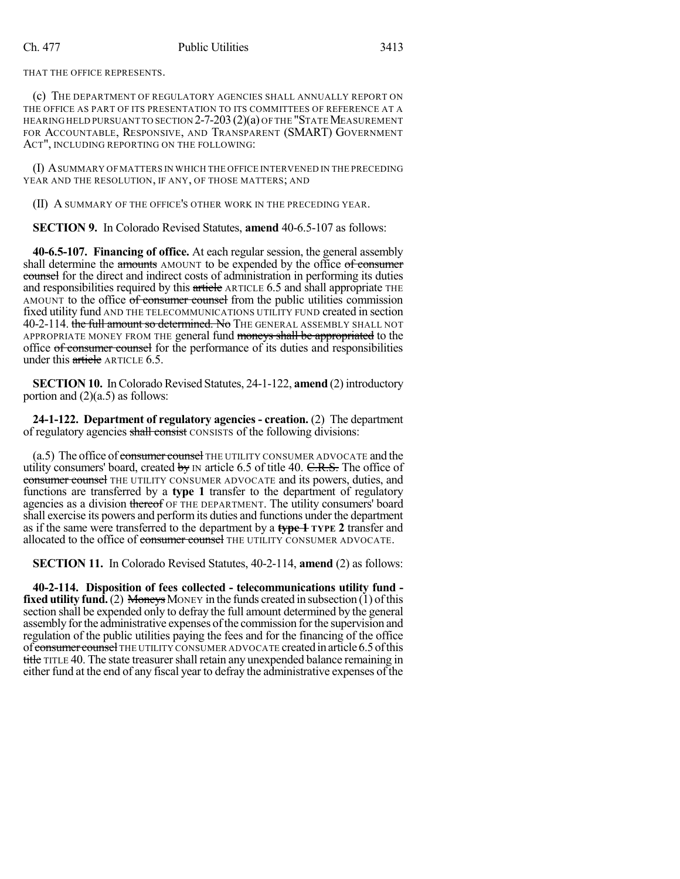THAT THE OFFICE REPRESENTS.

(c) THE DEPARTMENT OF REGULATORY AGENCIES SHALL ANNUALLY REPORT ON THE OFFICE AS PART OF ITS PRESENTATION TO ITS COMMITTEES OF REFERENCE AT A HEARING HELD PURSUANT TO SECTION 2-7-203 (2)(a) OF THE "STATE MEASUREMENT FOR ACCOUNTABLE, RESPONSIVE, AND TRANSPARENT (SMART) GOVERNMENT ACT", INCLUDING REPORTING ON THE FOLLOWING:

(I) A SUMMARY OF MATTERS IN WHICH THE OFFICE INTERVENED IN THE PRECEDING YEAR AND THE RESOLUTION, IF ANY, OF THOSE MATTERS; AND

(II) A SUMMARY OF THE OFFICE'S OTHER WORK IN THE PRECEDING YEAR.

**SECTION 9.** In Colorado Revised Statutes, **amend** 40-6.5-107 as follows:

**40-6.5-107. Financing of office.** At each regular session, the general assembly shall determine the ~~amounts~~ AMOUNT to be expended by the office ~~of consumer counsel~~ for the direct and indirect costs of administration in performing its duties and responsibilities required by this ~~article~~ ARTICLE 6.5 and shall appropriate THE AMOUNT to the office ~~of consumer counsel~~ from the public utilities commission fixed utility fund AND THE TELECOMMUNICATIONS UTILITY FUND created in section 40-2-114. ~~the full amount so determined. No~~ THE GENERAL ASSEMBLY SHALL NOT APPROPRIATE MONEY FROM THE general fund ~~moneys shall be appropriated~~ to the office ~~of consumer counsel~~ for the performance of its duties and responsibilities under this ~~article~~ ARTICLE 6.5.

**SECTION 10.** In Colorado Revised Statutes, 24-1-122, **amend** (2) introductory portion and (2)(a.5) as follows:

**24-1-122. Department of regulatory agencies - creation.** (2) The department of regulatory agencies ~~shall consist~~ CONSISTS of the following divisions:

(a.5) The office of ~~consumer counsel~~ THE UTILITY CONSUMER ADVOCATE and the utility consumers' board, created ~~by~~ IN article 6.5 of title 40. ~~C.R.S.~~ The office of ~~consumer counsel~~ THE UTILITY CONSUMER ADVOCATE and its powers, duties, and functions are transferred by a **type 1** transfer to the department of regulatory agencies as a division ~~thereof~~ OF THE DEPARTMENT. The utility consumers' board shall exercise its powers and perform its duties and functions under the department as if the same were transferred to the department by a ~~**type 1**~~ **TYPE 2** transfer and allocated to the office of ~~consumer counsel~~ THE UTILITY CONSUMER ADVOCATE.

**SECTION 11.** In Colorado Revised Statutes, 40-2-114, **amend** (2) as follows:

**40-2-114. Disposition of fees collected - telecommunications utility fund - fixed utility fund.** (2) ~~Moneys~~ MONEY in the funds created in subsection (1) of this section shall be expended only to defray the full amount determined by the general assembly for the administrative expenses of the commission for the supervision and regulation of the public utilities paying the fees and for the financing of the office of ~~consumer counsel~~ THE UTILITY CONSUMER ADVOCATE created in article 6.5 of this ~~title~~ TITLE 40. The state treasurer shall retain any unexpended balance remaining in either fund at the end of any fiscal year to defray the administrative expenses of the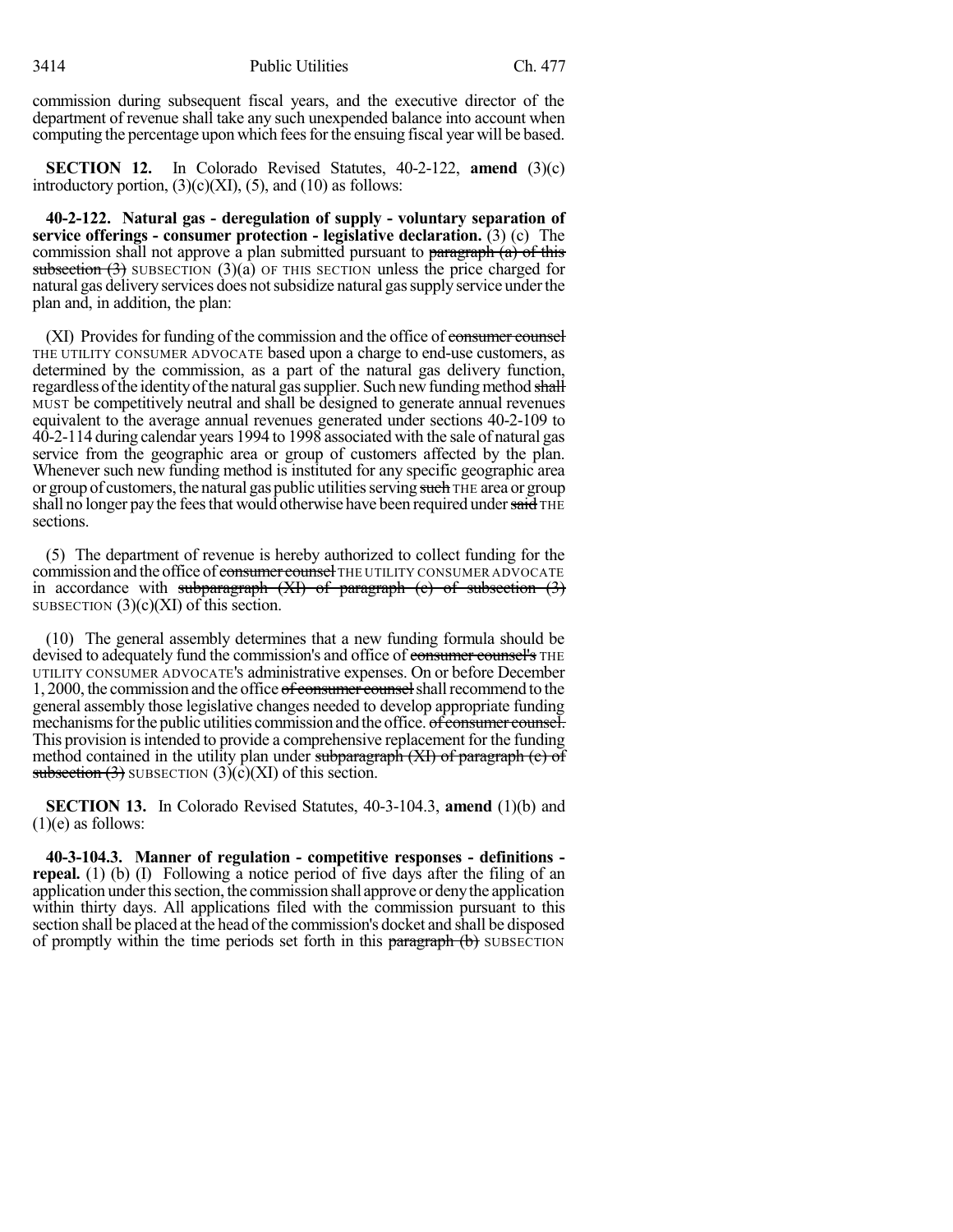commission during subsequent fiscal years, and the executive director of the department of revenue shall take any such unexpended balance into account when computing the percentage upon which fees for the ensuing fiscal year will be based.

**SECTION 12.** In Colorado Revised Statutes, 40-2-122, **amend** (3)(c) introductory portion, (3)(c)(XI), (5), and (10) as follows:

**40-2-122. Natural gas - deregulation of supply - voluntary separation of service offerings - consumer protection - legislative declaration.** (3) (c) The commission shall not approve a plan submitted pursuant to ~~paragraph (a) of this subsection (3)~~ SUBSECTION (3)(a) OF THIS SECTION unless the price charged for natural gas delivery services does not subsidize natural gas supply service under the plan and, in addition, the plan:

(XI) Provides for funding of the commission and the office of ~~consumer counsel~~ THE UTILITY CONSUMER ADVOCATE based upon a charge to end-use customers, as determined by the commission, as a part of the natural gas delivery function, regardless of the identity of the natural gas supplier. Such new funding method ~~shall~~ MUST be competitively neutral and shall be designed to generate annual revenues equivalent to the average annual revenues generated under sections 40-2-109 to 40-2-114 during calendar years 1994 to 1998 associated with the sale of natural gas service from the geographic area or group of customers affected by the plan. Whenever such new funding method is instituted for any specific geographic area or group of customers, the natural gas public utilities serving ~~such~~ THE area or group shall no longer pay the fees that would otherwise have been required under ~~said~~ THE sections.

(5) The department of revenue is hereby authorized to collect funding for the commission and the office of ~~consumer counsel~~ THE UTILITY CONSUMER ADVOCATE in accordance with ~~subparagraph (XI) of paragraph (c) of subsection (3)~~ SUBSECTION (3)(c)(XI) of this section.

(10) The general assembly determines that a new funding formula should be devised to adequately fund the commission's and office of ~~consumer counsel's~~ THE UTILITY CONSUMER ADVOCATE'S administrative expenses. On or before December 1, 2000, the commission and the office ~~of consumer counsel~~ shall recommend to the general assembly those legislative changes needed to develop appropriate funding mechanisms for the public utilities commission and the office. ~~of consumer counsel.~~ This provision is intended to provide a comprehensive replacement for the funding method contained in the utility plan under ~~subparagraph (XI) of paragraph (c) of subsection (3)~~ SUBSECTION (3)(c)(XI) of this section.

**SECTION 13.** In Colorado Revised Statutes, 40-3-104.3, **amend** (1)(b) and (1)(e) as follows:

**40-3-104.3. Manner of regulation - competitive responses - definitions - repeal.** (1) (b) (I) Following a notice period of five days after the filing of an application under this section, the commission shall approve or deny the application within thirty days. All applications filed with the commission pursuant to this section shall be placed at the head of the commission's docket and shall be disposed of promptly within the time periods set forth in this ~~paragraph (b)~~ SUBSECTION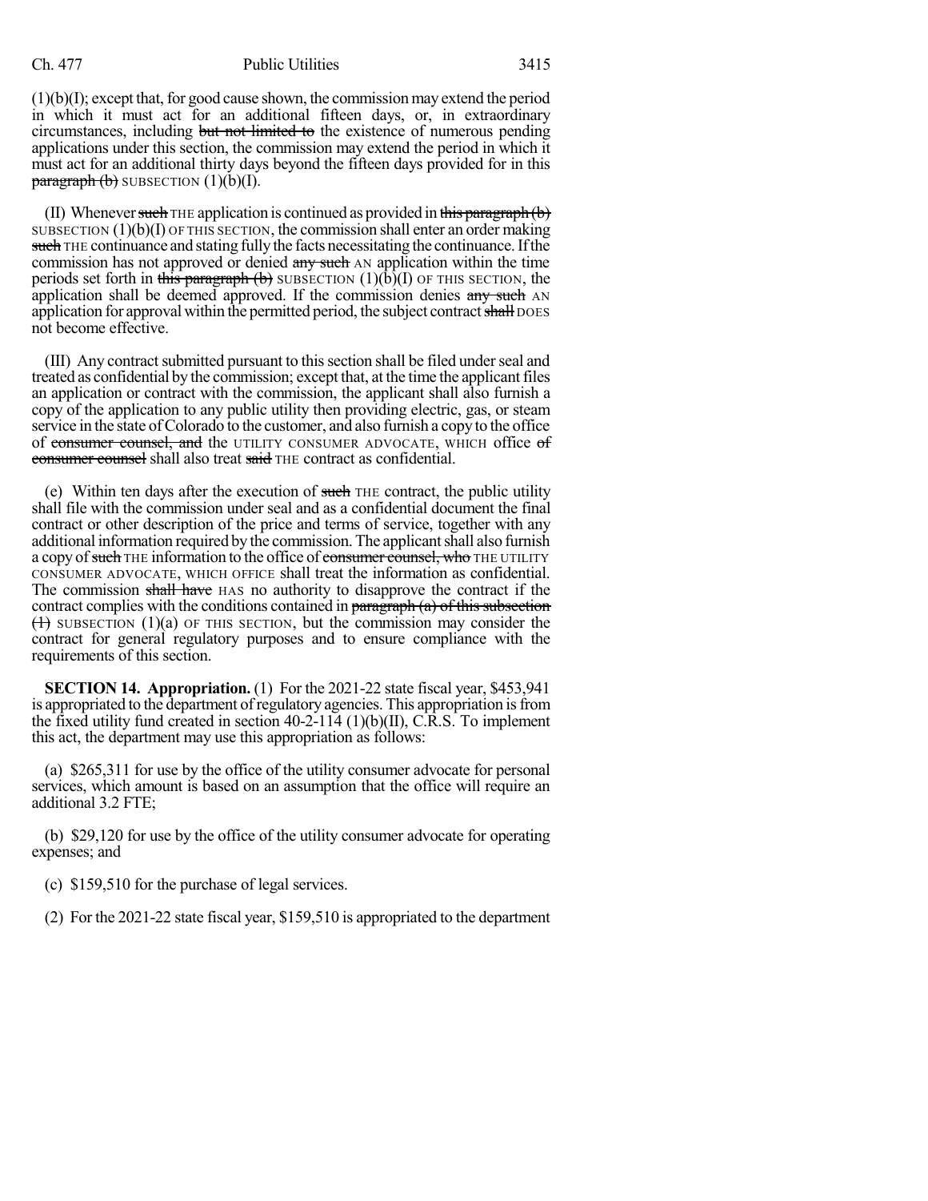(1)(b)(I); except that, for good cause shown, the commission may extend the period in which it must act for an additional fifteen days, or, in extraordinary circumstances, including ~~but not limited to~~ the existence of numerous pending applications under this section, the commission may extend the period in which it must act for an additional thirty days beyond the fifteen days provided for in this ~~paragraph (b)~~ SUBSECTION (1)(b)(I).

(II) Whenever ~~such~~ THE application is continued as provided in ~~this paragraph (b)~~ SUBSECTION (1)(b)(I) OF THIS SECTION, the commission shall enter an order making ~~such~~ THE continuance and stating fully the facts necessitating the continuance. If the commission has not approved or denied ~~any such~~ AN application within the time periods set forth in ~~this paragraph (b)~~ SUBSECTION (1)(b)(I) OF THIS SECTION, the application shall be deemed approved. If the commission denies ~~any such~~ AN application for approval within the permitted period, the subject contract ~~shall~~ DOES not become effective.

(III) Any contract submitted pursuant to this section shall be filed under seal and treated as confidential by the commission; except that, at the time the applicant files an application or contract with the commission, the applicant shall also furnish a copy of the application to any public utility then providing electric, gas, or steam service in the state of Colorado to the customer, and also furnish a copy to the office of ~~consumer counsel, and~~ the UTILITY CONSUMER ADVOCATE, WHICH office ~~of consumer counsel~~ shall also treat ~~said~~ THE contract as confidential.

(e) Within ten days after the execution of ~~such~~ THE contract, the public utility shall file with the commission under seal and as a confidential document the final contract or other description of the price and terms of service, together with any additional information required by the commission. The applicant shall also furnish a copy of ~~such~~ THE information to the office of ~~consumer counsel, who~~ THE UTILITY CONSUMER ADVOCATE, WHICH OFFICE shall treat the information as confidential. The commission ~~shall have~~ HAS no authority to disapprove the contract if the contract complies with the conditions contained in ~~paragraph (a) of this subsection (1)~~ SUBSECTION (1)(a) OF THIS SECTION, but the commission may consider the contract for general regulatory purposes and to ensure compliance with the requirements of this section.

**SECTION 14. Appropriation.** (1) For the 2021-22 state fiscal year, $453,941 is appropriated to the department of regulatory agencies. This appropriation is from the fixed utility fund created in section 40-2-114 (1)(b)(II), C.R.S. To implement this act, the department may use this appropriation as follows:

(a) $265,311 for use by the office of the utility consumer advocate for personal services, which amount is based on an assumption that the office will require an additional 3.2 FTE;

(b) $29,120 for use by the office of the utility consumer advocate for operating expenses; and

(c) $159,510 for the purchase of legal services.

(2) For the 2021-22 state fiscal year, $159,510 is appropriated to the department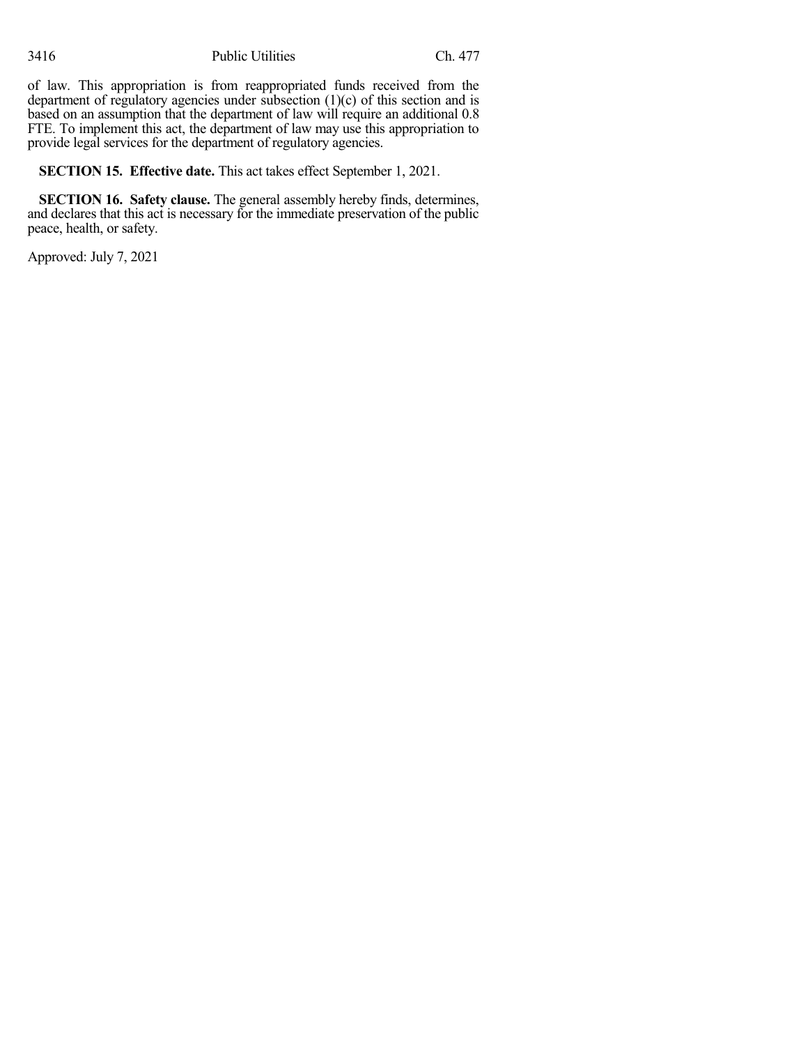of law. This appropriation is from reappropriated funds received from the department of regulatory agencies under subsection (1)(c) of this section and is based on an assumption that the department of law will require an additional 0.8 FTE. To implement this act, the department of law may use this appropriation to provide legal services for the department of regulatory agencies.

**SECTION 15. Effective date.** This act takes effect September 1, 2021.

**SECTION 16. Safety clause.** The general assembly hereby finds, determines, and declares that this act is necessary for the immediate preservation of the public peace, health, or safety.

Approved: July 7, 2021